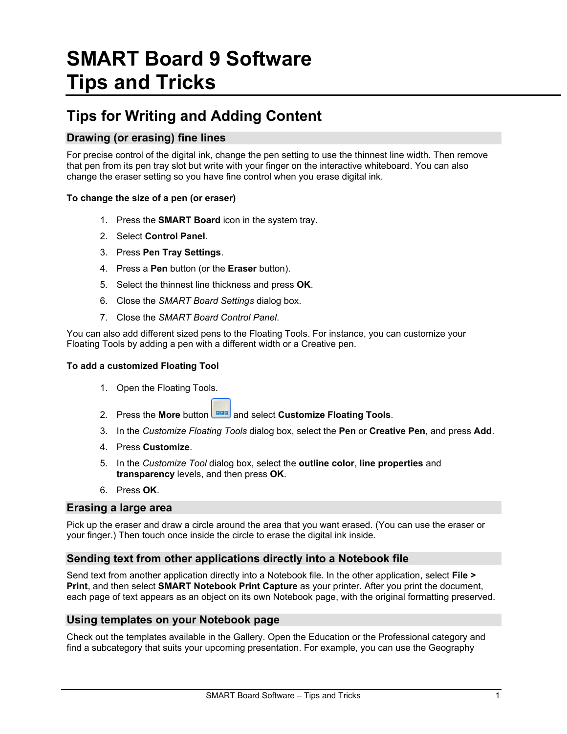# SMART Board 9 Software Tips and Tricks

## Tips for Writing and Adding Content

### Drawing (or erasing) fine lines

For precise control of the digital ink, change the pen setting to use the thinnest line width. Then remove that pen from its pen tray slot but write with your finger on the interactive whiteboard. You can also change the eraser setting so you have fine control when you erase digital ink.

**To change the size of a pen (or eraser)**

1. Press the **SMART Board** icon in the system tray.
2. Select **Control Panel**.
3. Press **Pen Tray Settings**.
4. Press a **Pen** button (or the **Eraser** button).
5. Select the thinnest line thickness and press **OK**.
6. Close the *SMART Board Settings* dialog box.
7. Close the *SMART Board Control Panel*.

You can also add different sized pens to the Floating Tools. For instance, you can customize your Floating Tools by adding a pen with a different width or a Creative pen.

**To add a customized Floating Tool**

1. Open the Floating Tools.
2. Press the **More** button and select **Customize Floating Tools**.
3. In the *Customize Floating Tools* dialog box, select the **Pen** or **Creative Pen**, and press **Add**.
4. Press **Customize**.
5. In the *Customize Tool* dialog box, select the **outline color**, **line properties** and **transparency** levels, and then press **OK**.
6. Press **OK**.

### Erasing a large area

Pick up the eraser and draw a circle around the area that you want erased. (You can use the eraser or your finger.) Then touch once inside the circle to erase the digital ink inside.

### Sending text from other applications directly into a Notebook file

Send text from another application directly into a Notebook file. In the other application, select **File > Print**, and then select **SMART Notebook Print Capture** as your printer. After you print the document, each page of text appears as an object on its own Notebook page, with the original formatting preserved.

### Using templates on your Notebook page

Check out the templates available in the Gallery. Open the Education or the Professional category and find a subcategory that suits your upcoming presentation. For example, you can use the Geography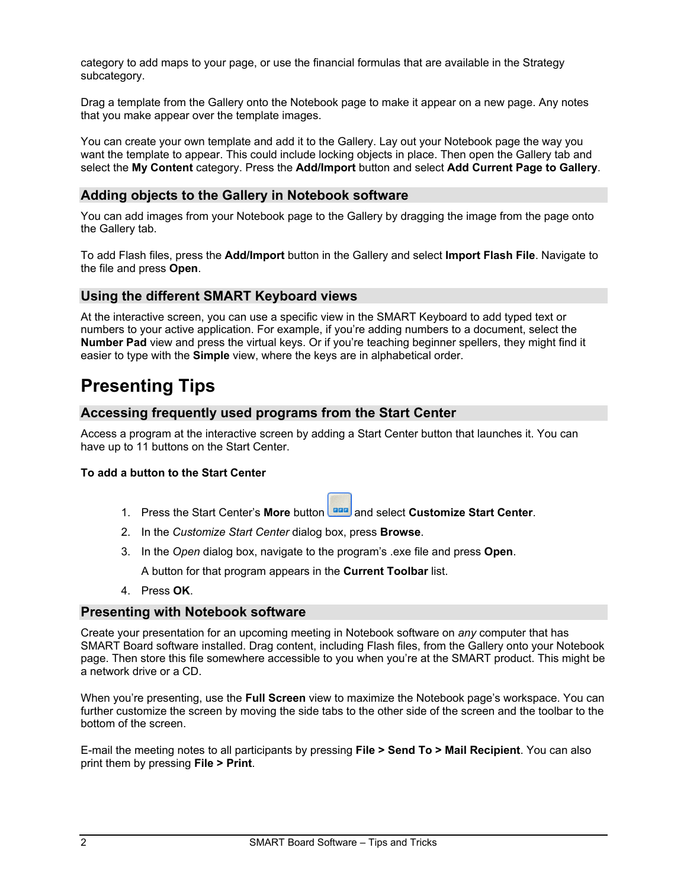category to add maps to your page, or use the financial formulas that are available in the Strategy subcategory.

Drag a template from the Gallery onto the Notebook page to make it appear on a new page. Any notes that you make appear over the template images.

You can create your own template and add it to the Gallery. Lay out your Notebook page the way you want the template to appear. This could include locking objects in place. Then open the Gallery tab and select the **My Content** category. Press the **Add/Import** button and select **Add Current Page to Gallery**.

### Adding objects to the Gallery in Notebook software

You can add images from your Notebook page to the Gallery by dragging the image from the page onto the Gallery tab.

To add Flash files, press the **Add/Import** button in the Gallery and select **Import Flash File**. Navigate to the file and press **Open**.

### Using the different SMART Keyboard views

At the interactive screen, you can use a specific view in the SMART Keyboard to add typed text or numbers to your active application. For example, if you're adding numbers to a document, select the **Number Pad** view and press the virtual keys. Or if you're teaching beginner spellers, they might find it easier to type with the **Simple** view, where the keys are in alphabetical order.

## Presenting Tips

### Accessing frequently used programs from the Start Center

Access a program at the interactive screen by adding a Start Center button that launches it. You can have up to 11 buttons on the Start Center.

**To add a button to the Start Center**

1. Press the Start Center's **More** button and select **Customize Start Center**.
2. In the *Customize Start Center* dialog box, press **Browse**.
3. In the *Open* dialog box, navigate to the program's .exe file and press **Open**.

   A button for that program appears in the **Current Toolbar** list.
4. Press **OK**.

### Presenting with Notebook software

Create your presentation for an upcoming meeting in Notebook software on *any* computer that has SMART Board software installed. Drag content, including Flash files, from the Gallery onto your Notebook page. Then store this file somewhere accessible to you when you're at the SMART product. This might be a network drive or a CD.

When you're presenting, use the **Full Screen** view to maximize the Notebook page's workspace. You can further customize the screen by moving the side tabs to the other side of the screen and the toolbar to the bottom of the screen.

E-mail the meeting notes to all participants by pressing **File > Send To > Mail Recipient**. You can also print them by pressing **File > Print**.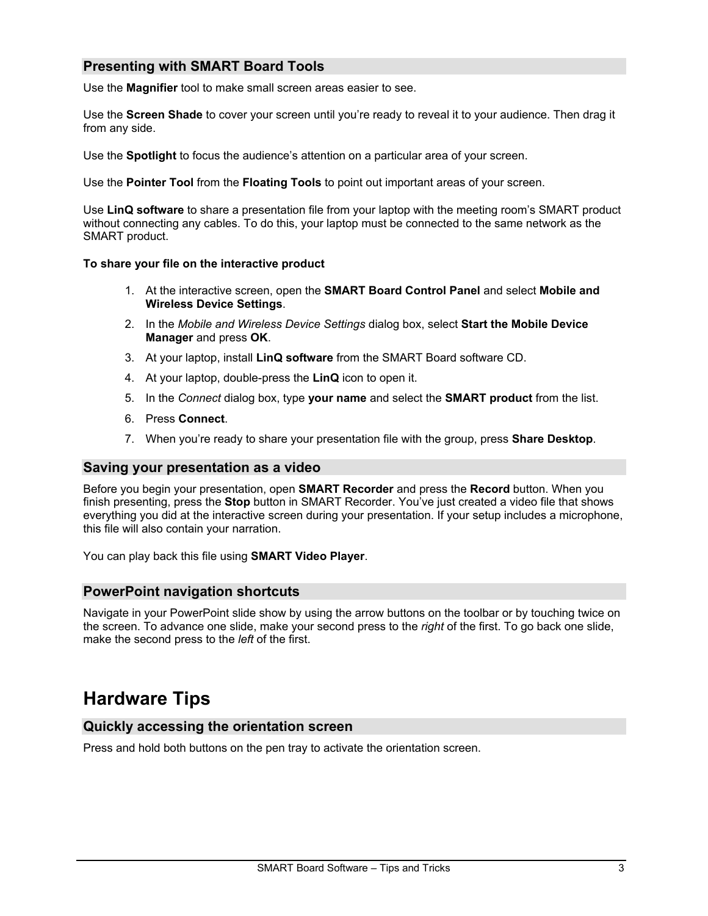### Presenting with SMART Board Tools

Use the **Magnifier** tool to make small screen areas easier to see.

Use the **Screen Shade** to cover your screen until you're ready to reveal it to your audience. Then drag it from any side.

Use the **Spotlight** to focus the audience's attention on a particular area of your screen.

Use the **Pointer Tool** from the **Floating Tools** to point out important areas of your screen.

Use **LinQ software** to share a presentation file from your laptop with the meeting room's SMART product without connecting any cables. To do this, your laptop must be connected to the same network as the SMART product.

**To share your file on the interactive product**

1. At the interactive screen, open the **SMART Board Control Panel** and select **Mobile and Wireless Device Settings**.
2. In the *Mobile and Wireless Device Settings* dialog box, select **Start the Mobile Device Manager** and press **OK**.
3. At your laptop, install **LinQ software** from the SMART Board software CD.
4. At your laptop, double-press the **LinQ** icon to open it.
5. In the *Connect* dialog box, type **your name** and select the **SMART product** from the list.
6. Press **Connect**.
7. When you're ready to share your presentation file with the group, press **Share Desktop**.

### Saving your presentation as a video

Before you begin your presentation, open **SMART Recorder** and press the **Record** button. When you finish presenting, press the **Stop** button in SMART Recorder. You've just created a video file that shows everything you did at the interactive screen during your presentation. If your setup includes a microphone, this file will also contain your narration.

You can play back this file using **SMART Video Player**.

### PowerPoint navigation shortcuts

Navigate in your PowerPoint slide show by using the arrow buttons on the toolbar or by touching twice on the screen. To advance one slide, make your second press to the *right* of the first. To go back one slide, make the second press to the *left* of the first.

## Hardware Tips

### Quickly accessing the orientation screen

Press and hold both buttons on the pen tray to activate the orientation screen.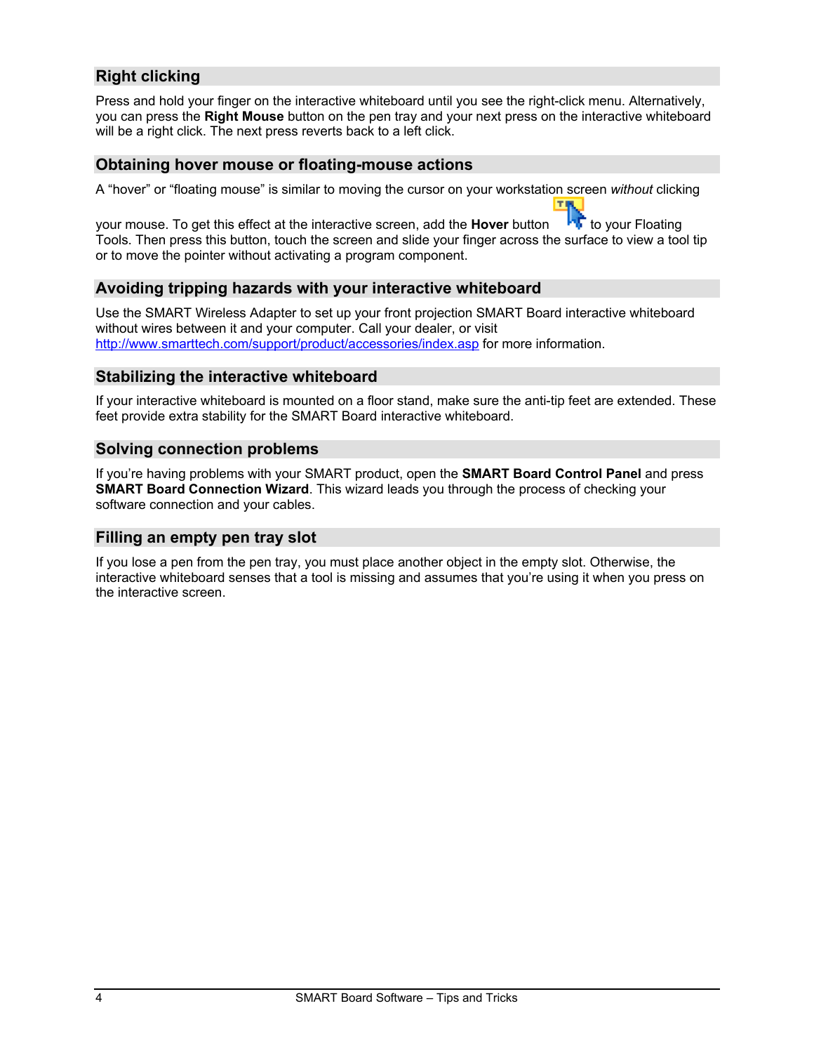## Right clicking

Press and hold your finger on the interactive whiteboard until you see the right-click menu. Alternatively, you can press the **Right Mouse** button on the pen tray and your next press on the interactive whiteboard will be a right click. The next press reverts back to a left click.

## Obtaining hover mouse or floating-mouse actions

A “hover” or “floating mouse” is similar to moving the cursor on your workstation screen *without* clicking your mouse. To get this effect at the interactive screen, add the **Hover** button to your Floating Tools. Then press this button, touch the screen and slide your finger across the surface to view a tool tip or to move the pointer without activating a program component.

## Avoiding tripping hazards with your interactive whiteboard

Use the SMART Wireless Adapter to set up your front projection SMART Board interactive whiteboard without wires between it and your computer. Call your dealer, or visit http://www.smarttech.com/support/product/accessories/index.asp for more information.

## Stabilizing the interactive whiteboard

If your interactive whiteboard is mounted on a floor stand, make sure the anti-tip feet are extended. These feet provide extra stability for the SMART Board interactive whiteboard.

## Solving connection problems

If you’re having problems with your SMART product, open the **SMART Board Control Panel** and press **SMART Board Connection Wizard**. This wizard leads you through the process of checking your software connection and your cables.

## Filling an empty pen tray slot

If you lose a pen from the pen tray, you must place another object in the empty slot. Otherwise, the interactive whiteboard senses that a tool is missing and assumes that you’re using it when you press on the interactive screen.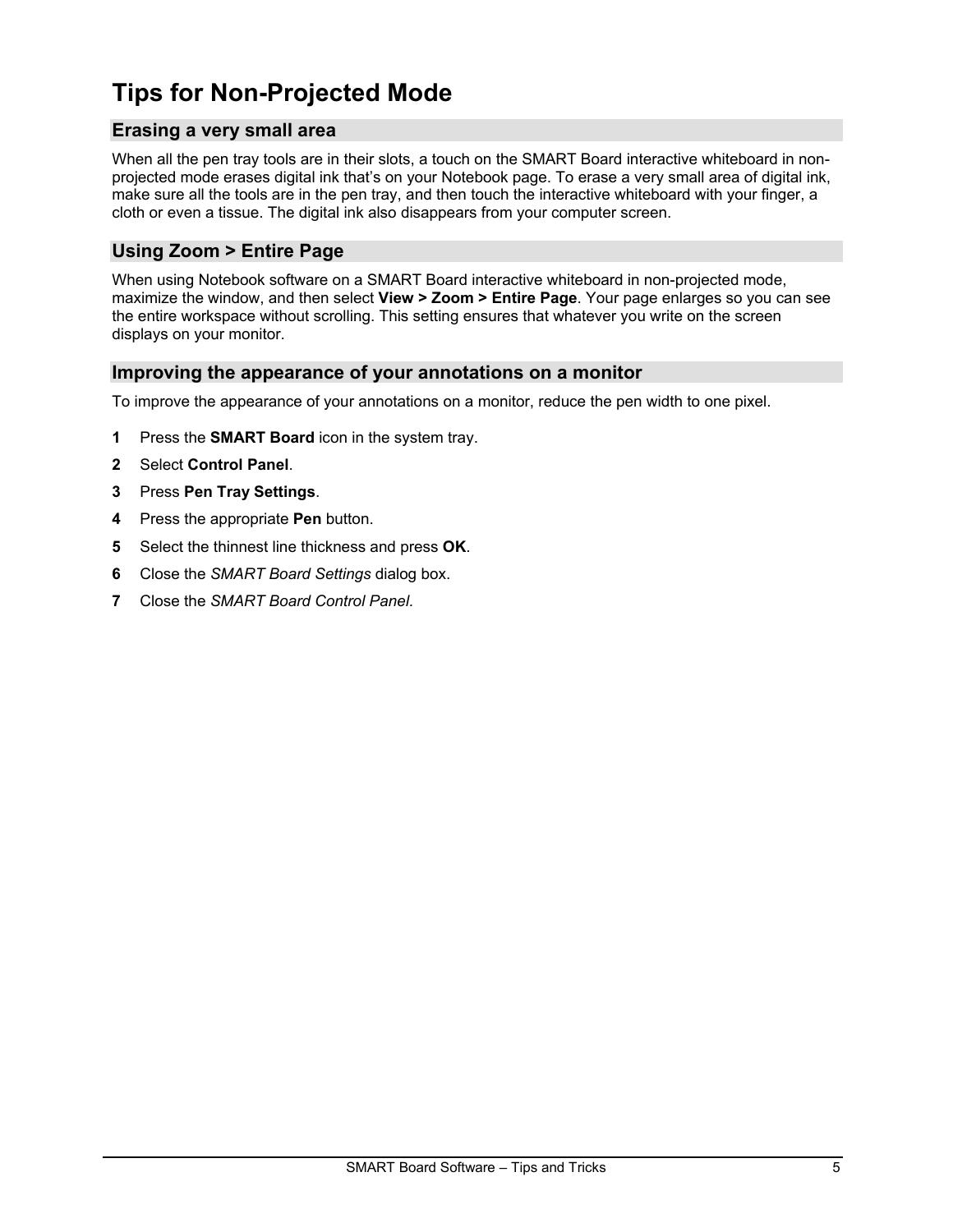# Tips for Non-Projected Mode

## Erasing a very small area

When all the pen tray tools are in their slots, a touch on the SMART Board interactive whiteboard in non-projected mode erases digital ink that's on your Notebook page. To erase a very small area of digital ink, make sure all the tools are in the pen tray, and then touch the interactive whiteboard with your finger, a cloth or even a tissue. The digital ink also disappears from your computer screen.

## Using Zoom > Entire Page

When using Notebook software on a SMART Board interactive whiteboard in non-projected mode, maximize the window, and then select **View > Zoom > Entire Page**. Your page enlarges so you can see the entire workspace without scrolling. This setting ensures that whatever you write on the screen displays on your monitor.

## Improving the appearance of your annotations on a monitor

To improve the appearance of your annotations on a monitor, reduce the pen width to one pixel.

1. Press the **SMART Board** icon in the system tray.
2. Select **Control Panel**.
3. Press **Pen Tray Settings**.
4. Press the appropriate **Pen** button.
5. Select the thinnest line thickness and press **OK**.
6. Close the *SMART Board Settings* dialog box.
7. Close the *SMART Board Control Panel*.